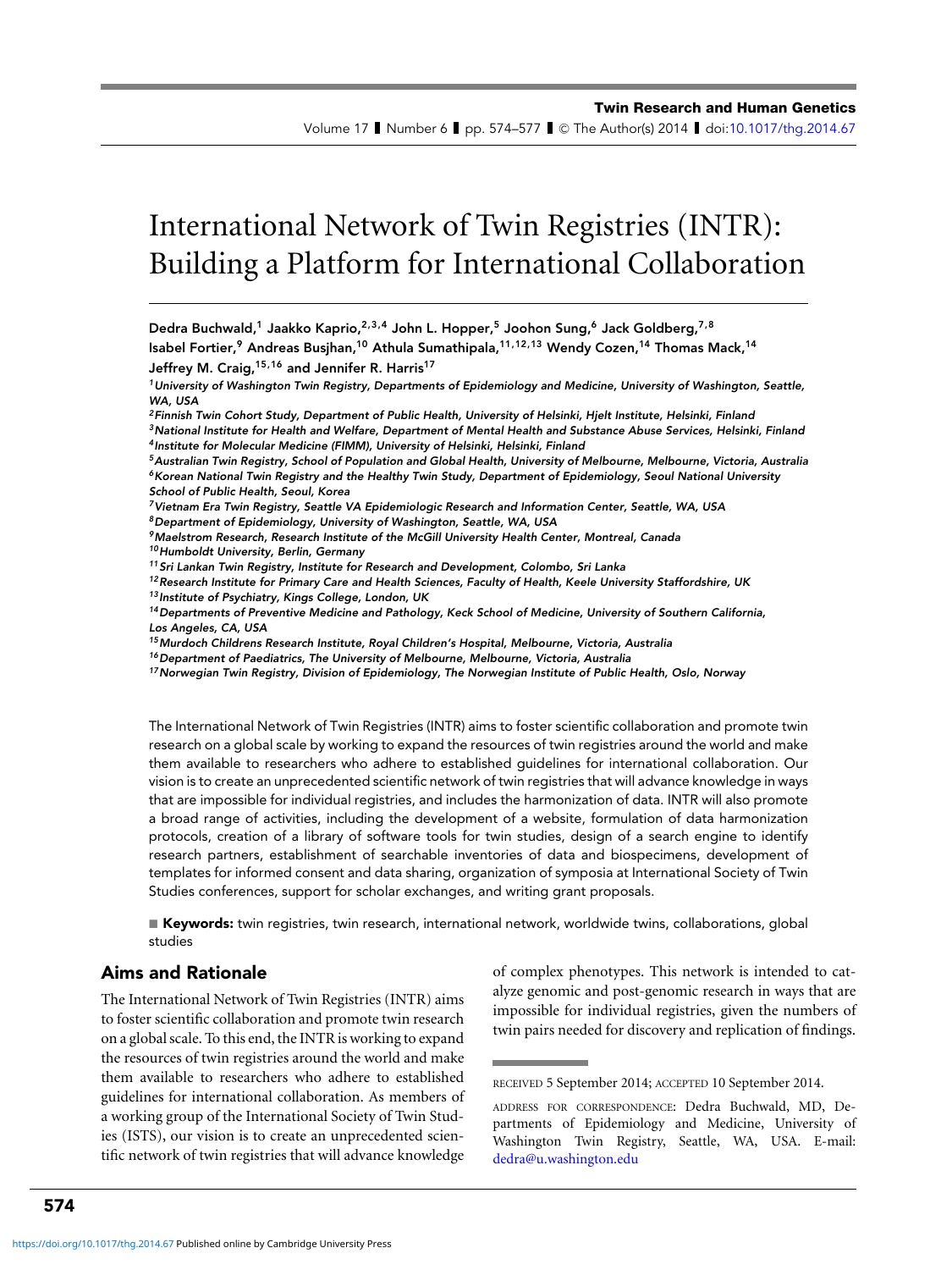# International Network of Twin Registries (INTR): Building a Platform for International Collaboration

**Dedra Buchwald,[1] Jaakko Kaprio,[2,3,4] John L. Hopper,[5] Joohon Sung,[6] Jack Goldberg,[7,8] Isabel Fortier,[9] Andreas Busjhan,[10] Athula Sumathipala,[11,12,13] Wendy Cozen,[14] Thomas Mack,[14] Jeffrey M. Craig,[15,16] and Jennifer R. Harris[17]**

*[1]University of Washington Twin Registry, Departments of Epidemiology and Medicine, University of Washington, Seattle, WA, USA*
*[2]Finnish Twin Cohort Study, Department of Public Health, University of Helsinki, Hjelt Institute, Helsinki, Finland*
*[3]National Institute for Health and Welfare, Department of Mental Health and Substance Abuse Services, Helsinki, Finland*
*[4]Institute for Molecular Medicine (FIMM), University of Helsinki, Helsinki, Finland*
*[5]Australian Twin Registry, School of Population and Global Health, University of Melbourne, Melbourne, Victoria, Australia*
*[6]Korean National Twin Registry and the Healthy Twin Study, Department of Epidemiology, Seoul National University School of Public Health, Seoul, Korea*
*[7]Vietnam Era Twin Registry, Seattle VA Epidemiologic Research and Information Center, Seattle, WA, USA*
*[8]Department of Epidemiology, University of Washington, Seattle, WA, USA*
*[9]Maelstrom Research, Research Institute of the McGill University Health Center, Montreal, Canada*
*[10]Humboldt University, Berlin, Germany*
*[11]Sri Lankan Twin Registry, Institute for Research and Development, Colombo, Sri Lanka*
*[12]Research Institute for Primary Care and Health Sciences, Faculty of Health, Keele University Staffordshire, UK*
*[13]Institute of Psychiatry, Kings College, London, UK*
*[14]Departments of Preventive Medicine and Pathology, Keck School of Medicine, University of Southern California, Los Angeles, CA, USA*
*[15]Murdoch Childrens Research Institute, Royal Children's Hospital, Melbourne, Victoria, Australia*
*[16]Department of Paediatrics, The University of Melbourne, Melbourne, Victoria, Australia*
*[17]Norwegian Twin Registry, Division of Epidemiology, The Norwegian Institute of Public Health, Oslo, Norway*

The International Network of Twin Registries (INTR) aims to foster scientific collaboration and promote twin research on a global scale by working to expand the resources of twin registries around the world and make them available to researchers who adhere to established guidelines for international collaboration. Our vision is to create an unprecedented scientific network of twin registries that will advance knowledge in ways that are impossible for individual registries, and includes the harmonization of data. INTR will also promote a broad range of activities, including the development of a website, formulation of data harmonization protocols, creation of a library of software tools for twin studies, design of a search engine to identify research partners, establishment of searchable inventories of data and biospecimens, development of templates for informed consent and data sharing, organization of symposia at International Society of Twin Studies conferences, support for scholar exchanges, and writing grant proposals.

■ **Keywords:** twin registries, twin research, international network, worldwide twins, collaborations, global studies

## Aims and Rationale

The International Network of Twin Registries (INTR) aims to foster scientific collaboration and promote twin research on a global scale. To this end, the INTR is working to expand the resources of twin registries around the world and make them available to researchers who adhere to established guidelines for international collaboration. As members of a working group of the International Society of Twin Studies (ISTS), our vision is to create an unprecedented scientific network of twin registries that will advance knowledge of complex phenotypes. This network is intended to catalyze genomic and post-genomic research in ways that are impossible for individual registries, given the numbers of twin pairs needed for discovery and replication of findings.

RECEIVED 5 September 2014; ACCEPTED 10 September 2014.

ADDRESS FOR CORRESPONDENCE: Dedra Buchwald, MD, Departments of Epidemiology and Medicine, University of Washington Twin Registry, Seattle, WA, USA. E-mail: dedra@u.washington.edu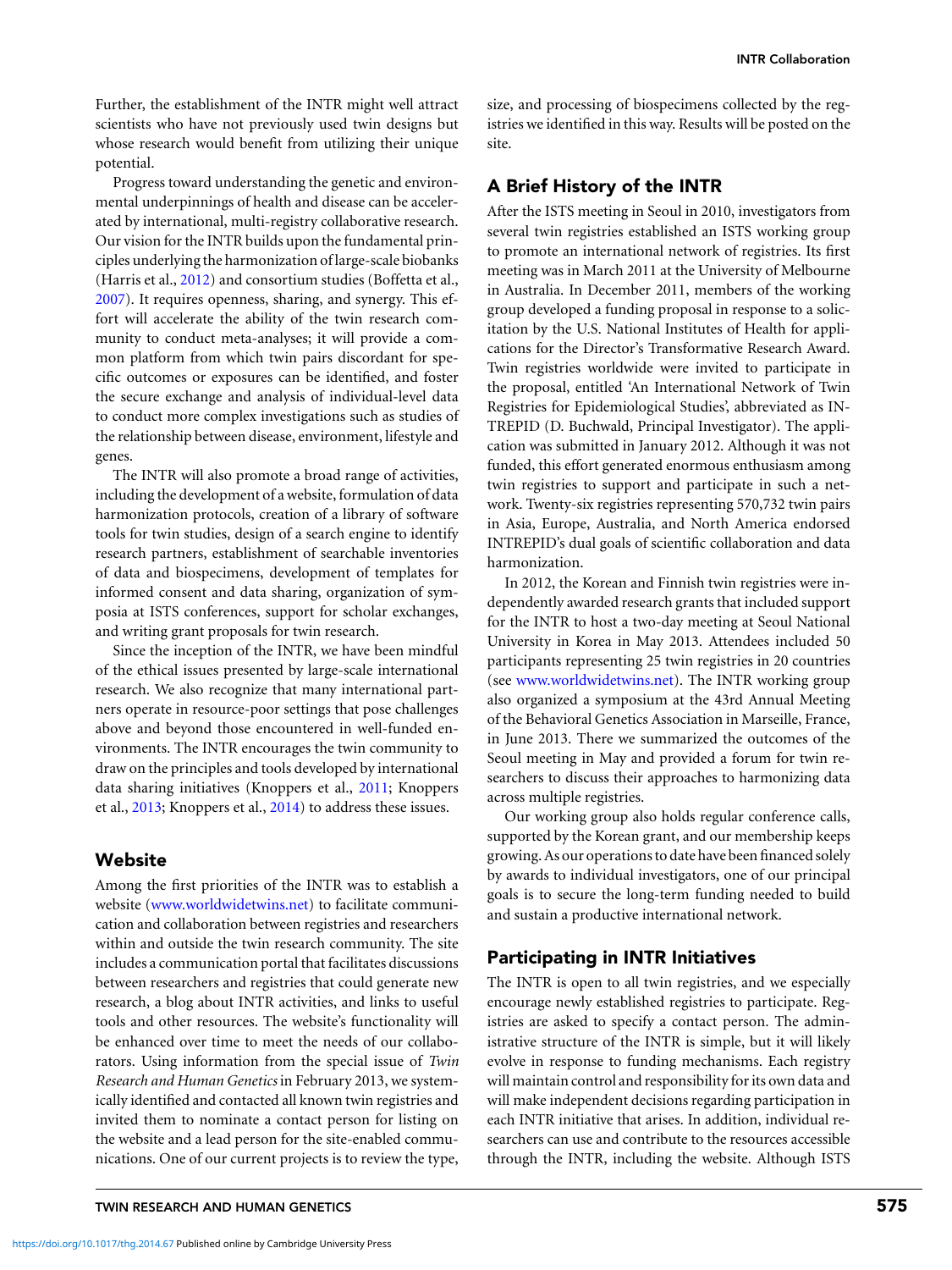Further, the establishment of the INTR might well attract scientists who have not previously used twin designs but whose research would benefit from utilizing their unique potential.

Progress toward understanding the genetic and environmental underpinnings of health and disease can be accelerated by international, multi-registry collaborative research. Our vision for the INTR builds upon the fundamental principles underlying the harmonization of large-scale biobanks (Harris et al., 2012) and consortium studies (Boffetta et al., 2007). It requires openness, sharing, and synergy. This effort will accelerate the ability of the twin research community to conduct meta-analyses; it will provide a common platform from which twin pairs discordant for specific outcomes or exposures can be identified, and foster the secure exchange and analysis of individual-level data to conduct more complex investigations such as studies of the relationship between disease, environment, lifestyle and genes.

The INTR will also promote a broad range of activities, including the development of a website, formulation of data harmonization protocols, creation of a library of software tools for twin studies, design of a search engine to identify research partners, establishment of searchable inventories of data and biospecimens, development of templates for informed consent and data sharing, organization of symposia at ISTS conferences, support for scholar exchanges, and writing grant proposals for twin research.

Since the inception of the INTR, we have been mindful of the ethical issues presented by large-scale international research. We also recognize that many international partners operate in resource-poor settings that pose challenges above and beyond those encountered in well-funded environments. The INTR encourages the twin community to draw on the principles and tools developed by international data sharing initiatives (Knoppers et al., 2011; Knoppers et al., 2013; Knoppers et al., 2014) to address these issues.

## Website

Among the first priorities of the INTR was to establish a website (www.worldwidetwins.net) to facilitate communication and collaboration between registries and researchers within and outside the twin research community. The site includes a communication portal that facilitates discussions between researchers and registries that could generate new research, a blog about INTR activities, and links to useful tools and other resources. The website's functionality will be enhanced over time to meet the needs of our collaborators. Using information from the special issue of *Twin Research and Human Genetics* in February 2013, we systematically identified and contacted all known twin registries and invited them to nominate a contact person for listing on the website and a lead person for the site-enabled communications. One of our current projects is to review the type, size, and processing of biospecimens collected by the registries we identified in this way. Results will be posted on the site.

## A Brief History of the INTR

After the ISTS meeting in Seoul in 2010, investigators from several twin registries established an ISTS working group to promote an international network of registries. Its first meeting was in March 2011 at the University of Melbourne in Australia. In December 2011, members of the working group developed a funding proposal in response to a solicitation by the U.S. National Institutes of Health for applications for the Director's Transformative Research Award. Twin registries worldwide were invited to participate in the proposal, entitled 'An International Network of Twin Registries for Epidemiological Studies', abbreviated as INTREPID (D. Buchwald, Principal Investigator). The application was submitted in January 2012. Although it was not funded, this effort generated enormous enthusiasm among twin registries to support and participate in such a network. Twenty-six registries representing 570,732 twin pairs in Asia, Europe, Australia, and North America endorsed INTREPID's dual goals of scientific collaboration and data harmonization.

In 2012, the Korean and Finnish twin registries were independently awarded research grants that included support for the INTR to host a two-day meeting at Seoul National University in Korea in May 2013. Attendees included 50 participants representing 25 twin registries in 20 countries (see www.worldwidetwins.net). The INTR working group also organized a symposium at the 43rd Annual Meeting of the Behavioral Genetics Association in Marseille, France, in June 2013. There we summarized the outcomes of the Seoul meeting in May and provided a forum for twin researchers to discuss their approaches to harmonizing data across multiple registries.

Our working group also holds regular conference calls, supported by the Korean grant, and our membership keeps growing. As our operations to date have been financed solely by awards to individual investigators, one of our principal goals is to secure the long-term funding needed to build and sustain a productive international network.

## Participating in INTR Initiatives

The INTR is open to all twin registries, and we especially encourage newly established registries to participate. Registries are asked to specify a contact person. The administrative structure of the INTR is simple, but it will likely evolve in response to funding mechanisms. Each registry will maintain control and responsibility for its own data and will make independent decisions regarding participation in each INTR initiative that arises. In addition, individual researchers can use and contribute to the resources accessible through the INTR, including the website. Although ISTS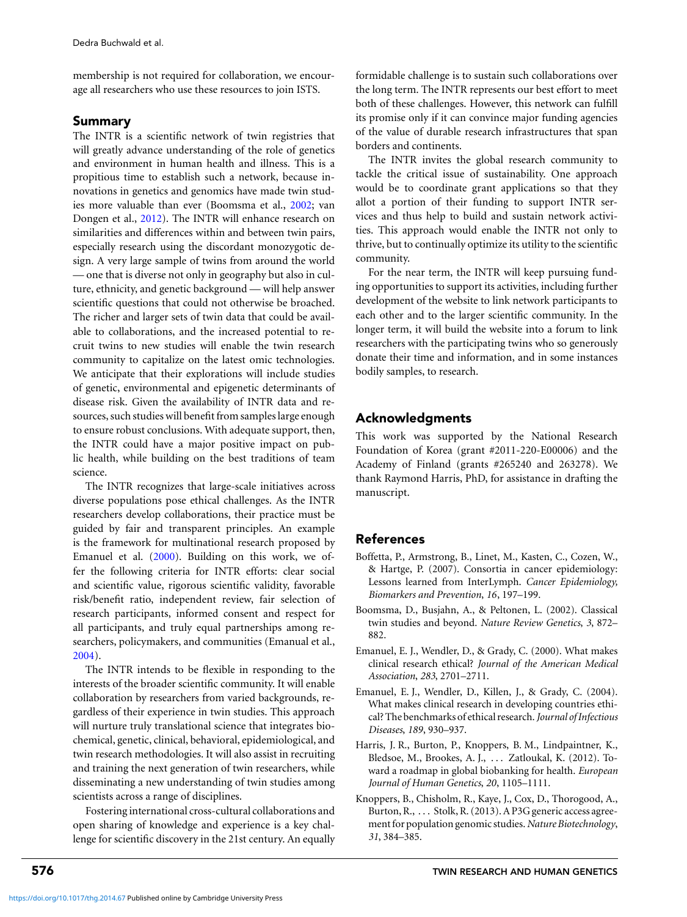membership is not required for collaboration, we encourage all researchers who use these resources to join ISTS.

## Summary

The INTR is a scientific network of twin registries that will greatly advance understanding of the role of genetics and environment in human health and illness. This is a propitious time to establish such a network, because innovations in genetics and genomics have made twin studies more valuable than ever (Boomsma et al., 2002; van Dongen et al., 2012). The INTR will enhance research on similarities and differences within and between twin pairs, especially research using the discordant monozygotic design. A very large sample of twins from around the world — one that is diverse not only in geography but also in culture, ethnicity, and genetic background — will help answer scientific questions that could not otherwise be broached. The richer and larger sets of twin data that could be available to collaborations, and the increased potential to recruit twins to new studies will enable the twin research community to capitalize on the latest omic technologies. We anticipate that their explorations will include studies of genetic, environmental and epigenetic determinants of disease risk. Given the availability of INTR data and resources, such studies will benefit from samples large enough to ensure robust conclusions. With adequate support, then, the INTR could have a major positive impact on public health, while building on the best traditions of team science.

The INTR recognizes that large-scale initiatives across diverse populations pose ethical challenges. As the INTR researchers develop collaborations, their practice must be guided by fair and transparent principles. An example is the framework for multinational research proposed by Emanuel et al. (2000). Building on this work, we offer the following criteria for INTR efforts: clear social and scientific value, rigorous scientific validity, favorable risk/benefit ratio, independent review, fair selection of research participants, informed consent and respect for all participants, and truly equal partnerships among researchers, policymakers, and communities (Emanual et al., 2004).

The INTR intends to be flexible in responding to the interests of the broader scientific community. It will enable collaboration by researchers from varied backgrounds, regardless of their experience in twin studies. This approach will nurture truly translational science that integrates biochemical, genetic, clinical, behavioral, epidemiological, and twin research methodologies. It will also assist in recruiting and training the next generation of twin researchers, while disseminating a new understanding of twin studies among scientists across a range of disciplines.

Fostering international cross-cultural collaborations and open sharing of knowledge and experience is a key challenge for scientific discovery in the 21st century. An equally formidable challenge is to sustain such collaborations over the long term. The INTR represents our best effort to meet both of these challenges. However, this network can fulfill its promise only if it can convince major funding agencies of the value of durable research infrastructures that span borders and continents.

The INTR invites the global research community to tackle the critical issue of sustainability. One approach would be to coordinate grant applications so that they allot a portion of their funding to support INTR services and thus help to build and sustain network activities. This approach would enable the INTR not only to thrive, but to continually optimize its utility to the scientific community.

For the near term, the INTR will keep pursuing funding opportunities to support its activities, including further development of the website to link network participants to each other and to the larger scientific community. In the longer term, it will build the website into a forum to link researchers with the participating twins who so generously donate their time and information, and in some instances bodily samples, to research.

## Acknowledgments

This work was supported by the National Research Foundation of Korea (grant #2011-220-E00006) and the Academy of Finland (grants #265240 and 263278). We thank Raymond Harris, PhD, for assistance in drafting the manuscript.

## References

Boffetta, P., Armstrong, B., Linet, M., Kasten, C., Cozen, W., & Hartge, P. (2007). Consortia in cancer epidemiology: Lessons learned from InterLymph. *Cancer Epidemiology, Biomarkers and Prevention*, *16*, 197–199.

Boomsma, D., Busjahn, A., & Peltonen, L. (2002). Classical twin studies and beyond. *Nature Review Genetics*, *3*, 872–882.

Emanuel, E. J., Wendler, D., & Grady, C. (2000). What makes clinical research ethical? *Journal of the American Medical Association*, *283*, 2701–2711.

Emanuel, E. J., Wendler, D., Killen, J., & Grady, C. (2004). What makes clinical research in developing countries ethical? The benchmarks of ethical research. *Journal of Infectious Diseases*, *189*, 930–937.

Harris, J. R., Burton, P., Knoppers, B. M., Lindpaintner, K., Bledsoe, M., Brookes, A. J., ... Zatloukal, K. (2012). Toward a roadmap in global biobanking for health. *European Journal of Human Genetics*, *20*, 1105–1111.

Knoppers, B., Chisholm, R., Kaye, J., Cox, D., Thorogood, A., Burton, R., ... Stolk, R. (2013). A P3G generic access agreement for population genomic studies. *Nature Biotechnology*, *31*, 384–385.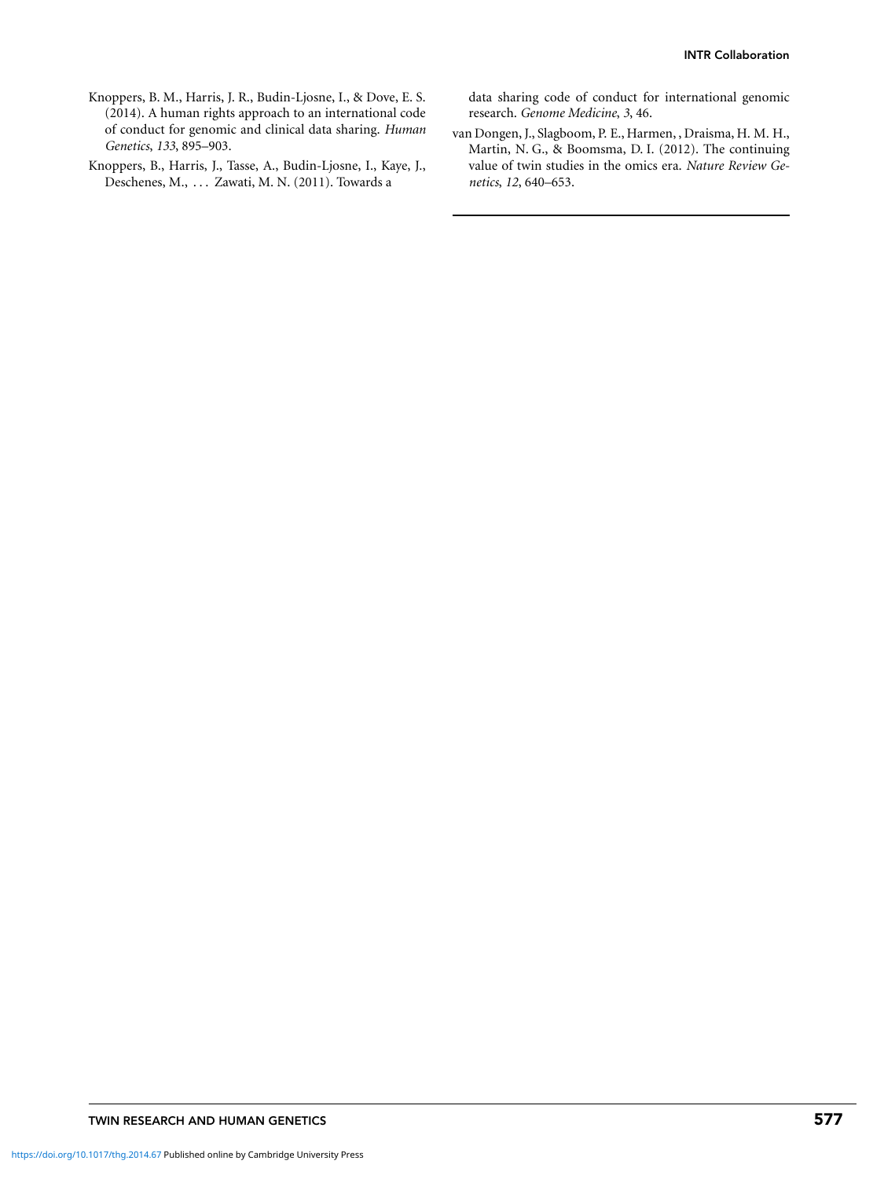Knoppers, B. M., Harris, J. R., Budin-Ljosne, I., & Dove, E. S. (2014). A human rights approach to an international code of conduct for genomic and clinical data sharing. *Human Genetics*, *133*, 895–903.

Knoppers, B., Harris, J., Tasse, A., Budin-Ljosne, I., Kaye, J., Deschenes, M., . . . Zawati, M. N. (2011). Towards a data sharing code of conduct for international genomic research. *Genome Medicine*, *3*, 46.

van Dongen, J., Slagboom, P. E., Harmen, , Draisma, H. M. H., Martin, N. G., & Boomsma, D. I. (2012). The continuing value of twin studies in the omics era. *Nature Review Genetics*, *12*, 640–653.